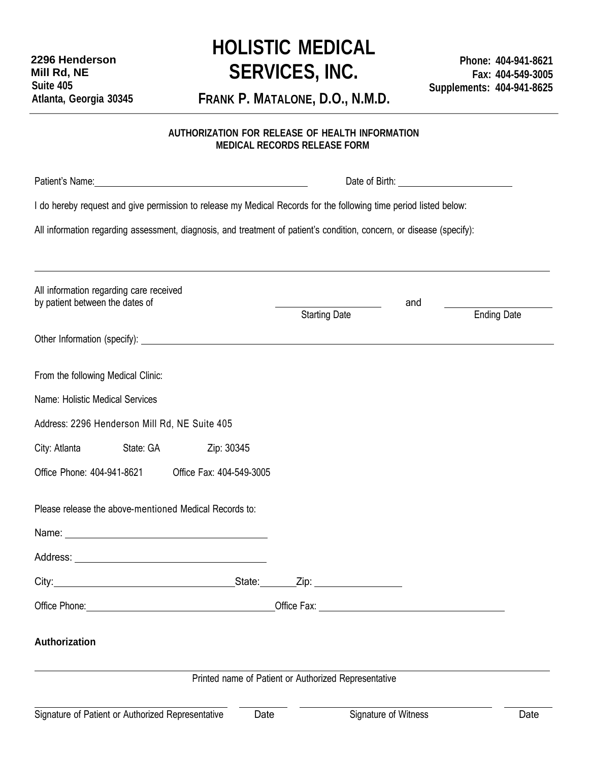2296 Henderson Mill Rd, NE
Suite 405
Atlanta, Georgia 30345

# HOLISTIC MEDICAL SERVICES, INC.

## FRANK P. MATALONE, D.O., N.M.D.

Phone: 404-941-8621
Fax: 404-549-3005
Supplements: 404-941-8625

---

**AUTHORIZATION FOR RELEASE OF HEALTH INFORMATION**
**MEDICAL RECORDS RELEASE FORM**

Patient's Name: ______________________________ Date of Birth: ____________________

I do hereby request and give permission to release my Medical Records for the following time period listed below:

All information regarding assessment, diagnosis, and treatment of patient's condition, concern, or disease (specify):

______________________________________________________________________________

All information regarding care received by patient between the dates of ____________________ and ____________________
Starting Date / Ending Date

Other Information (specify): ______________________________________________________

From the following Medical Clinic:

Name: Holistic Medical Services

Address: 2296 Henderson Mill Rd, NE Suite 405

City: Atlanta State: GA Zip: 30345

Office Phone: 404-941-8621 Office Fax: 404-549-3005

Please release the above-mentioned Medical Records to:

Name: ______________________________

Address: ______________________________

City: ______________________________ State: ________ Zip: ______________

Office Phone: ______________________________ Office Fax: ______________________________

**Authorization**

______________________________________________________________________________
Printed name of Patient or Authorized Representative

______________________________ ________ ______________________________ ________
Signature of Patient or Authorized Representative / Date / Signature of Witness / Date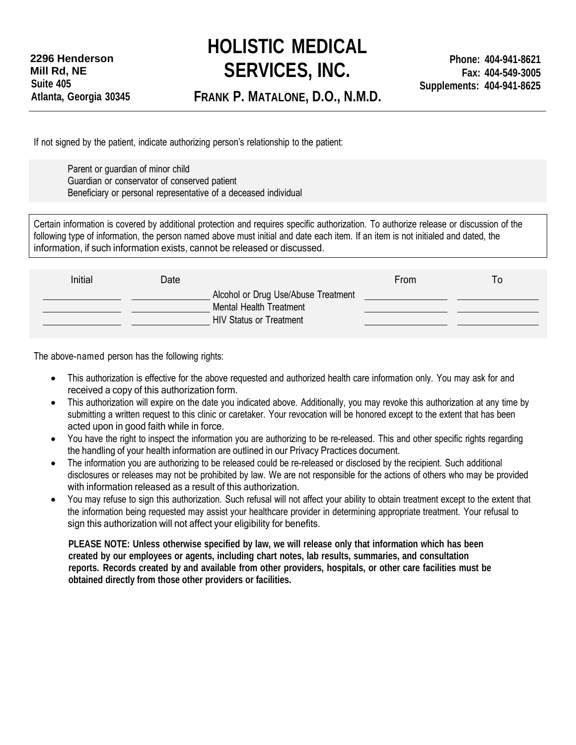2296 Henderson Mill Rd, NE
Suite 405
Atlanta, Georgia 30345

# HOLISTIC MEDICAL SERVICES, INC.

## FRANK P. MATALONE, D.O., N.M.D.

Phone: 404-941-8621
Fax: 404-549-3005
Supplements: 404-941-8625

---

If not signed by the patient, indicate authorizing person's relationship to the patient:

Parent or guardian of minor child
Guardian or conservator of conserved patient
Beneficiary or personal representative of a deceased individual

Certain information is covered by additional protection and requires specific authorization. To authorize release or discussion of the following type of information, the person named above must initial and date each item. If an item is not initialed and dated, the information, if such information exists, cannot be released or discussed.

| Initial | Date | | From | To |
|---|---|---|---|---|
| ______ | ______ | Alcohol or Drug Use/Abuse Treatment | ______ | ______ |
| ______ | ______ | Mental Health Treatment | ______ | ______ |
| ______ | ______ | HIV Status or Treatment | ______ | ______ |

The above-named person has the following rights:

- This authorization is effective for the above requested and authorized health care information only. You may ask for and received a copy of this authorization form.
- This authorization will expire on the date you indicated above. Additionally, you may revoke this authorization at any time by submitting a written request to this clinic or caretaker. Your revocation will be honored except to the extent that has been acted upon in good faith while in force.
- You have the right to inspect the information you are authorizing to be re-released. This and other specific rights regarding the handling of your health information are outlined in our Privacy Practices document.
- The information you are authorizing to be released could be re-released or disclosed by the recipient. Such additional disclosures or releases may not be prohibited by law. We are not responsible for the actions of others who may be provided with information released as a result of this authorization.
- You may refuse to sign this authorization. Such refusal will not affect your ability to obtain treatment except to the extent that the information being requested may assist your healthcare provider in determining appropriate treatment. Your refusal to sign this authorization will not affect your eligibility for benefits.

**PLEASE NOTE: Unless otherwise specified by law, we will release only that information which has been created by our employees or agents, including chart notes, lab results, summaries, and consultation reports. Records created by and available from other providers, hospitals, or other care facilities must be obtained directly from those other providers or facilities.**